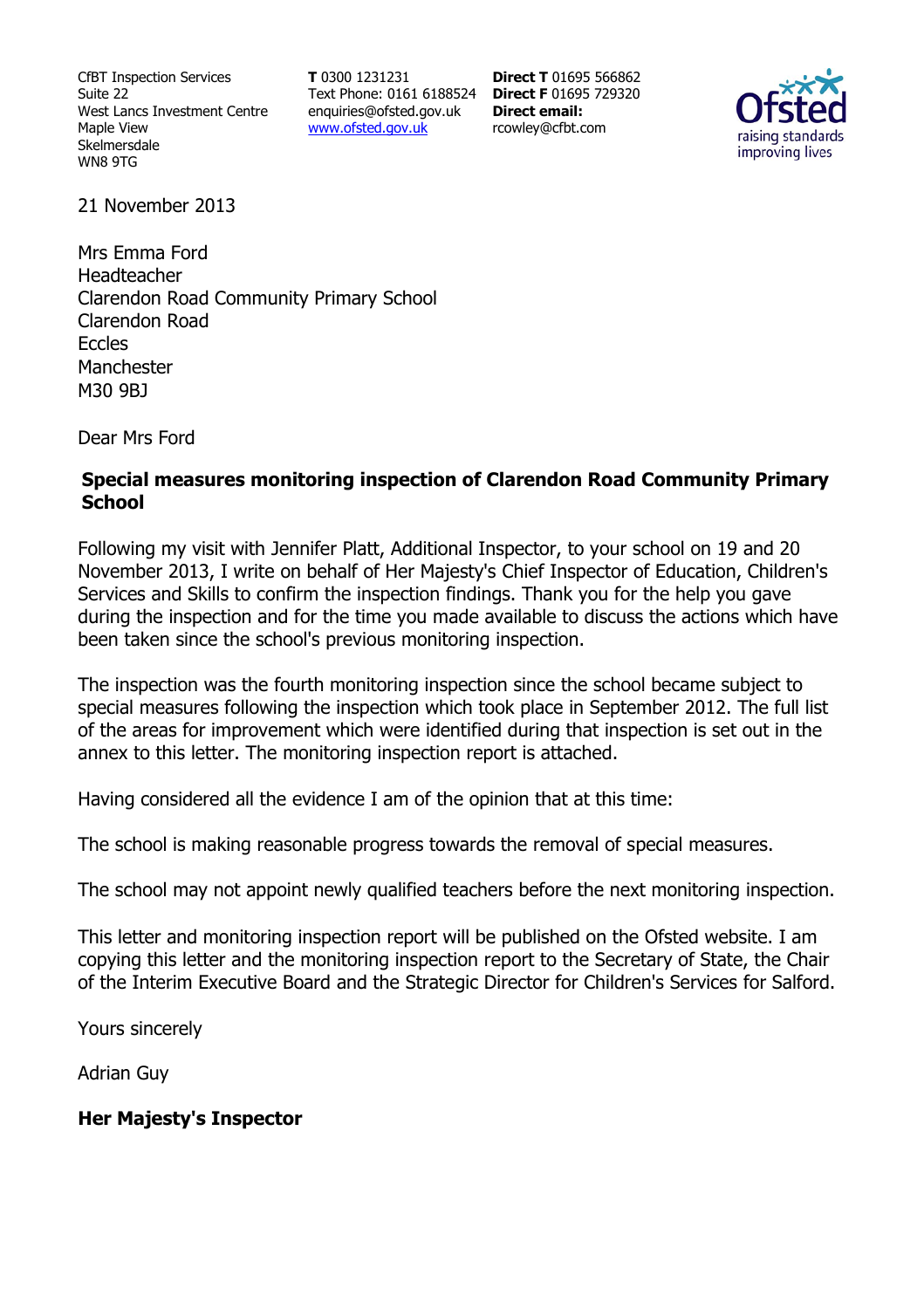CfBT Inspection Services
Suite 22
West Lancs Investment Centre
Maple View
Skelmersdale
WN8 9TG

**T** 0300 1231231
Text Phone: 0161 6188524
enquiries@ofsted.gov.uk
www.ofsted.gov.uk

**Direct T** 01695 566862
**Direct F** 01695 729320
**Direct email:**
rcowley@cfbt.com

21 November 2013

Mrs Emma Ford
Headteacher
Clarendon Road Community Primary School
Clarendon Road
Eccles
Manchester
M30 9BJ

Dear Mrs Ford

**Special measures monitoring inspection of Clarendon Road Community Primary School**

Following my visit with Jennifer Platt, Additional Inspector, to your school on 19 and 20 November 2013, I write on behalf of Her Majesty's Chief Inspector of Education, Children's Services and Skills to confirm the inspection findings. Thank you for the help you gave during the inspection and for the time you made available to discuss the actions which have been taken since the school's previous monitoring inspection.

The inspection was the fourth monitoring inspection since the school became subject to special measures following the inspection which took place in September 2012. The full list of the areas for improvement which were identified during that inspection is set out in the annex to this letter. The monitoring inspection report is attached.

Having considered all the evidence I am of the opinion that at this time:

The school is making reasonable progress towards the removal of special measures.

The school may not appoint newly qualified teachers before the next monitoring inspection.

This letter and monitoring inspection report will be published on the Ofsted website. I am copying this letter and the monitoring inspection report to the Secretary of State, the Chair of the Interim Executive Board and the Strategic Director for Children's Services for Salford.

Yours sincerely

Adrian Guy

**Her Majesty's Inspector**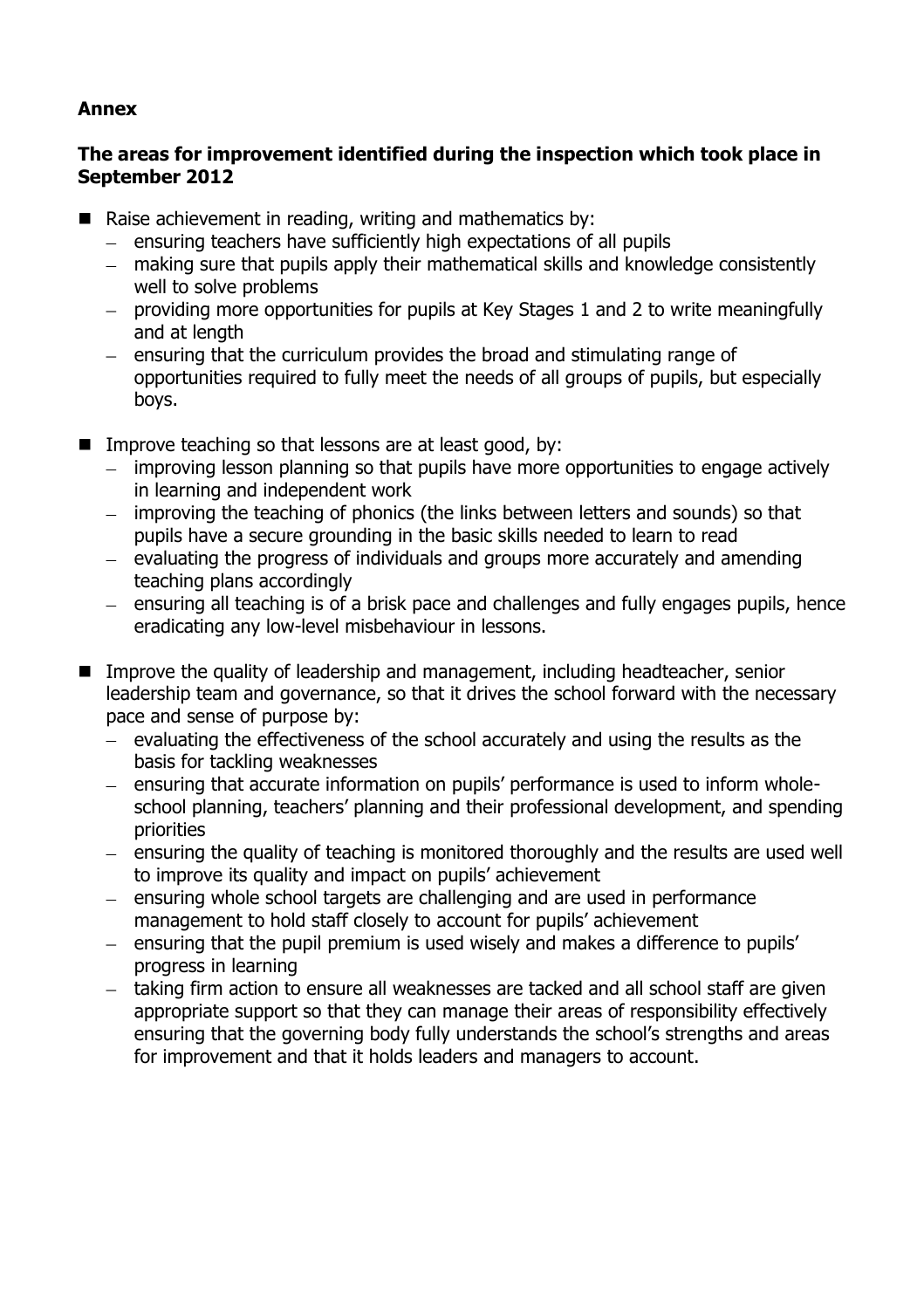**Annex**

**The areas for improvement identified during the inspection which took place in September 2012**

- Raise achievement in reading, writing and mathematics by:
  - ensuring teachers have sufficiently high expectations of all pupils
  - making sure that pupils apply their mathematical skills and knowledge consistently well to solve problems
  - providing more opportunities for pupils at Key Stages 1 and 2 to write meaningfully and at length
  - ensuring that the curriculum provides the broad and stimulating range of opportunities required to fully meet the needs of all groups of pupils, but especially boys.

- Improve teaching so that lessons are at least good, by:
  - improving lesson planning so that pupils have more opportunities to engage actively in learning and independent work
  - improving the teaching of phonics (the links between letters and sounds) so that pupils have a secure grounding in the basic skills needed to learn to read
  - evaluating the progress of individuals and groups more accurately and amending teaching plans accordingly
  - ensuring all teaching is of a brisk pace and challenges and fully engages pupils, hence eradicating any low-level misbehaviour in lessons.

- Improve the quality of leadership and management, including headteacher, senior leadership team and governance, so that it drives the school forward with the necessary pace and sense of purpose by:
  - evaluating the effectiveness of the school accurately and using the results as the basis for tackling weaknesses
  - ensuring that accurate information on pupils' performance is used to inform whole-school planning, teachers' planning and their professional development, and spending priorities
  - ensuring the quality of teaching is monitored thoroughly and the results are used well to improve its quality and impact on pupils' achievement
  - ensuring whole school targets are challenging and are used in performance management to hold staff closely to account for pupils' achievement
  - ensuring that the pupil premium is used wisely and makes a difference to pupils' progress in learning
  - taking firm action to ensure all weaknesses are tacked and all school staff are given appropriate support so that they can manage their areas of responsibility effectively ensuring that the governing body fully understands the school's strengths and areas for improvement and that it holds leaders and managers to account.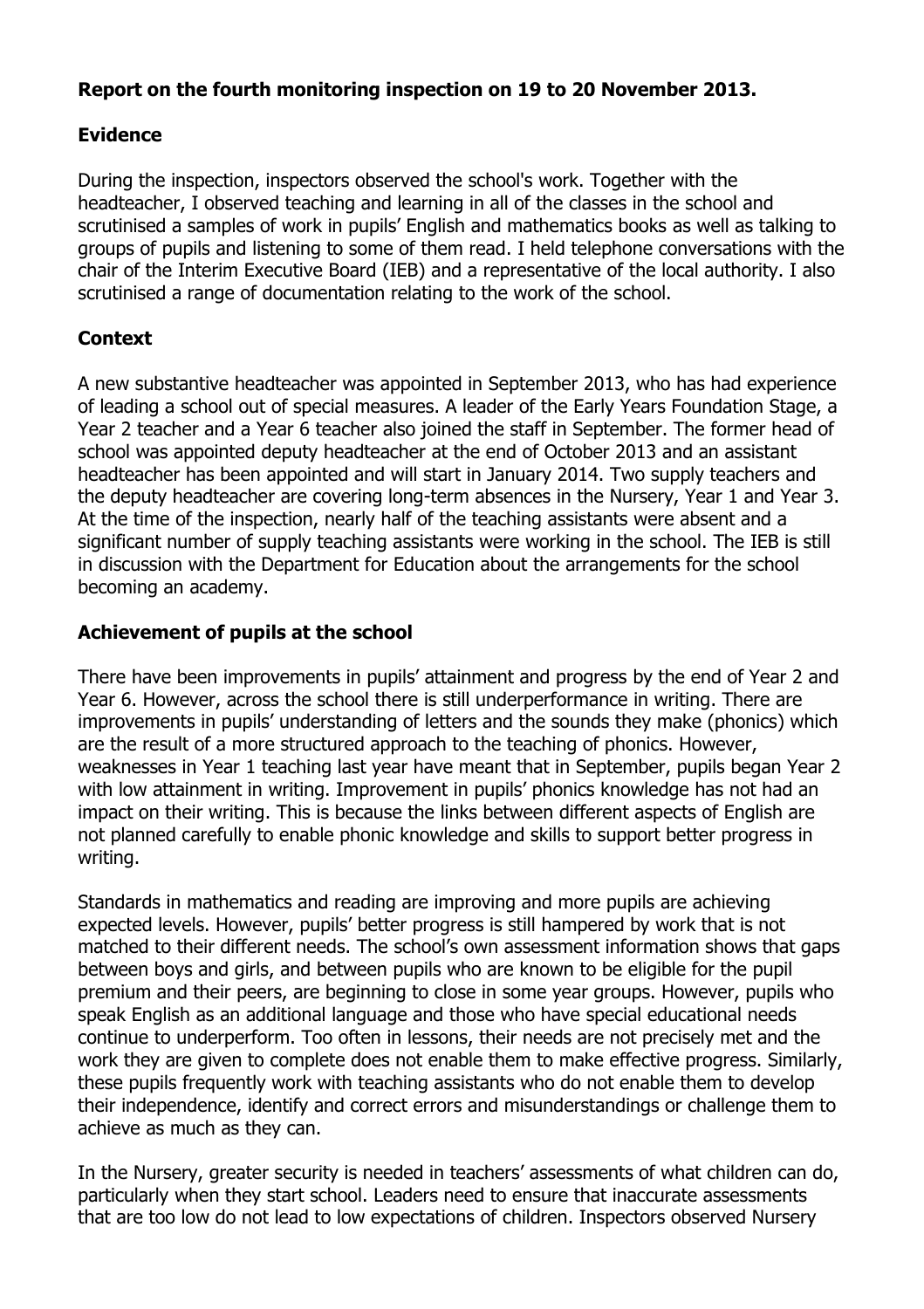**Report on the fourth monitoring inspection on 19 to 20 November 2013.**

**Evidence**

During the inspection, inspectors observed the school's work. Together with the headteacher, I observed teaching and learning in all of the classes in the school and scrutinised a samples of work in pupils' English and mathematics books as well as talking to groups of pupils and listening to some of them read. I held telephone conversations with the chair of the Interim Executive Board (IEB) and a representative of the local authority. I also scrutinised a range of documentation relating to the work of the school.

**Context**

A new substantive headteacher was appointed in September 2013, who has had experience of leading a school out of special measures. A leader of the Early Years Foundation Stage, a Year 2 teacher and a Year 6 teacher also joined the staff in September. The former head of school was appointed deputy headteacher at the end of October 2013 and an assistant headteacher has been appointed and will start in January 2014. Two supply teachers and the deputy headteacher are covering long-term absences in the Nursery, Year 1 and Year 3. At the time of the inspection, nearly half of the teaching assistants were absent and a significant number of supply teaching assistants were working in the school. The IEB is still in discussion with the Department for Education about the arrangements for the school becoming an academy.

**Achievement of pupils at the school**

There have been improvements in pupils' attainment and progress by the end of Year 2 and Year 6. However, across the school there is still underperformance in writing. There are improvements in pupils' understanding of letters and the sounds they make (phonics) which are the result of a more structured approach to the teaching of phonics. However, weaknesses in Year 1 teaching last year have meant that in September, pupils began Year 2 with low attainment in writing. Improvement in pupils' phonics knowledge has not had an impact on their writing. This is because the links between different aspects of English are not planned carefully to enable phonic knowledge and skills to support better progress in writing.

Standards in mathematics and reading are improving and more pupils are achieving expected levels. However, pupils' better progress is still hampered by work that is not matched to their different needs. The school's own assessment information shows that gaps between boys and girls, and between pupils who are known to be eligible for the pupil premium and their peers, are beginning to close in some year groups. However, pupils who speak English as an additional language and those who have special educational needs continue to underperform. Too often in lessons, their needs are not precisely met and the work they are given to complete does not enable them to make effective progress. Similarly, these pupils frequently work with teaching assistants who do not enable them to develop their independence, identify and correct errors and misunderstandings or challenge them to achieve as much as they can.

In the Nursery, greater security is needed in teachers' assessments of what children can do, particularly when they start school. Leaders need to ensure that inaccurate assessments that are too low do not lead to low expectations of children. Inspectors observed Nursery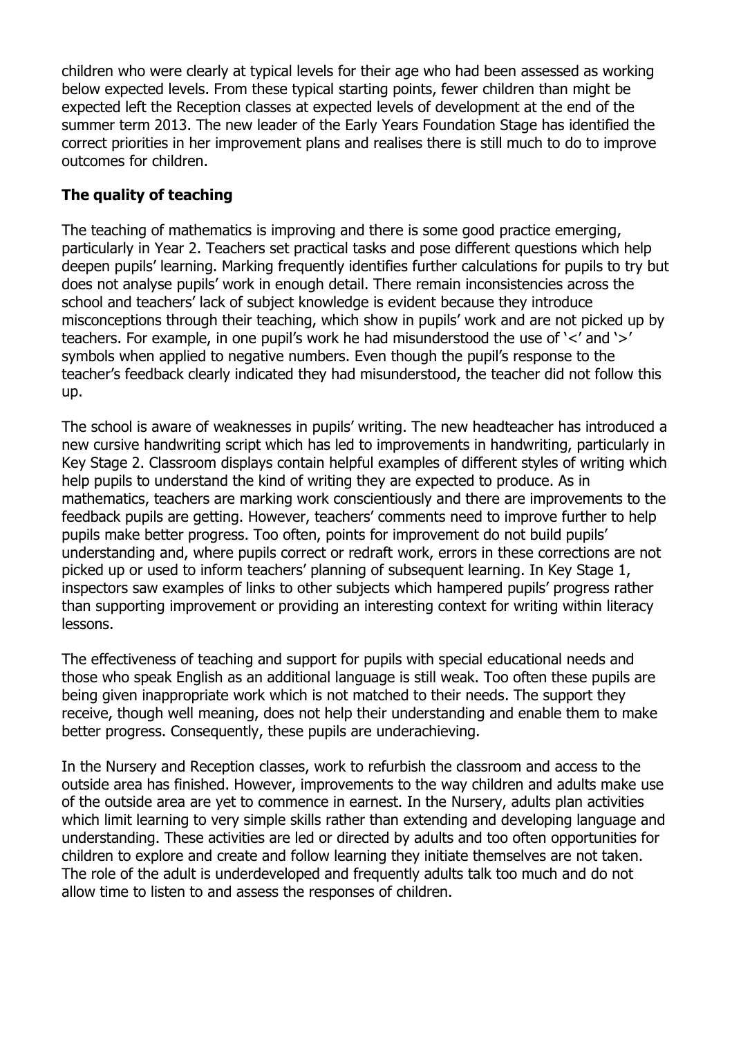children who were clearly at typical levels for their age who had been assessed as working below expected levels. From these typical starting points, fewer children than might be expected left the Reception classes at expected levels of development at the end of the summer term 2013. The new leader of the Early Years Foundation Stage has identified the correct priorities in her improvement plans and realises there is still much to do to improve outcomes for children.

## The quality of teaching

The teaching of mathematics is improving and there is some good practice emerging, particularly in Year 2. Teachers set practical tasks and pose different questions which help deepen pupils' learning. Marking frequently identifies further calculations for pupils to try but does not analyse pupils' work in enough detail. There remain inconsistencies across the school and teachers' lack of subject knowledge is evident because they introduce misconceptions through their teaching, which show in pupils' work and are not picked up by teachers. For example, in one pupil's work he had misunderstood the use of '<' and '>' symbols when applied to negative numbers. Even though the pupil's response to the teacher's feedback clearly indicated they had misunderstood, the teacher did not follow this up.

The school is aware of weaknesses in pupils' writing. The new headteacher has introduced a new cursive handwriting script which has led to improvements in handwriting, particularly in Key Stage 2. Classroom displays contain helpful examples of different styles of writing which help pupils to understand the kind of writing they are expected to produce. As in mathematics, teachers are marking work conscientiously and there are improvements to the feedback pupils are getting. However, teachers' comments need to improve further to help pupils make better progress. Too often, points for improvement do not build pupils' understanding and, where pupils correct or redraft work, errors in these corrections are not picked up or used to inform teachers' planning of subsequent learning. In Key Stage 1, inspectors saw examples of links to other subjects which hampered pupils' progress rather than supporting improvement or providing an interesting context for writing within literacy lessons.

The effectiveness of teaching and support for pupils with special educational needs and those who speak English as an additional language is still weak. Too often these pupils are being given inappropriate work which is not matched to their needs. The support they receive, though well meaning, does not help their understanding and enable them to make better progress. Consequently, these pupils are underachieving.

In the Nursery and Reception classes, work to refurbish the classroom and access to the outside area has finished. However, improvements to the way children and adults make use of the outside area are yet to commence in earnest. In the Nursery, adults plan activities which limit learning to very simple skills rather than extending and developing language and understanding. These activities are led or directed by adults and too often opportunities for children to explore and create and follow learning they initiate themselves are not taken. The role of the adult is underdeveloped and frequently adults talk too much and do not allow time to listen to and assess the responses of children.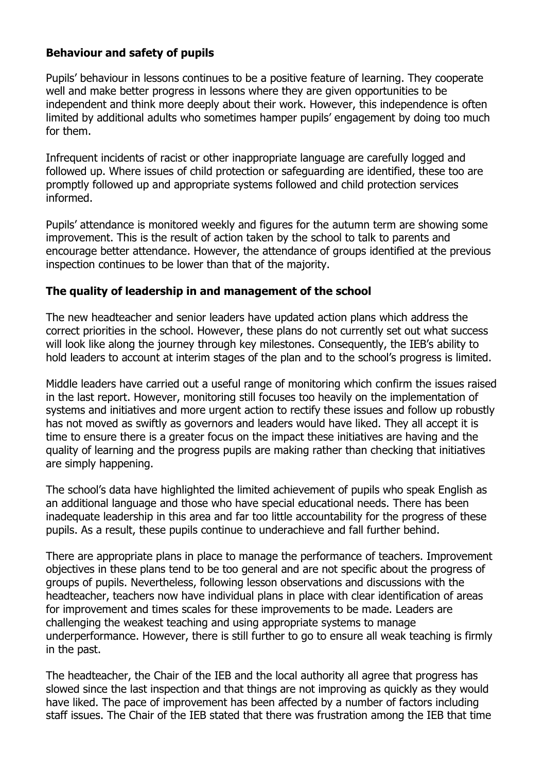## Behaviour and safety of pupils

Pupils' behaviour in lessons continues to be a positive feature of learning. They cooperate well and make better progress in lessons where they are given opportunities to be independent and think more deeply about their work. However, this independence is often limited by additional adults who sometimes hamper pupils' engagement by doing too much for them.

Infrequent incidents of racist or other inappropriate language are carefully logged and followed up. Where issues of child protection or safeguarding are identified, these too are promptly followed up and appropriate systems followed and child protection services informed.

Pupils' attendance is monitored weekly and figures for the autumn term are showing some improvement. This is the result of action taken by the school to talk to parents and encourage better attendance. However, the attendance of groups identified at the previous inspection continues to be lower than that of the majority.

## The quality of leadership in and management of the school

The new headteacher and senior leaders have updated action plans which address the correct priorities in the school. However, these plans do not currently set out what success will look like along the journey through key milestones. Consequently, the IEB's ability to hold leaders to account at interim stages of the plan and to the school's progress is limited.

Middle leaders have carried out a useful range of monitoring which confirm the issues raised in the last report. However, monitoring still focuses too heavily on the implementation of systems and initiatives and more urgent action to rectify these issues and follow up robustly has not moved as swiftly as governors and leaders would have liked. They all accept it is time to ensure there is a greater focus on the impact these initiatives are having and the quality of learning and the progress pupils are making rather than checking that initiatives are simply happening.

The school's data have highlighted the limited achievement of pupils who speak English as an additional language and those who have special educational needs. There has been inadequate leadership in this area and far too little accountability for the progress of these pupils. As a result, these pupils continue to underachieve and fall further behind.

There are appropriate plans in place to manage the performance of teachers. Improvement objectives in these plans tend to be too general and are not specific about the progress of groups of pupils. Nevertheless, following lesson observations and discussions with the headteacher, teachers now have individual plans in place with clear identification of areas for improvement and times scales for these improvements to be made. Leaders are challenging the weakest teaching and using appropriate systems to manage underperformance. However, there is still further to go to ensure all weak teaching is firmly in the past.

The headteacher, the Chair of the IEB and the local authority all agree that progress has slowed since the last inspection and that things are not improving as quickly as they would have liked. The pace of improvement has been affected by a number of factors including staff issues. The Chair of the IEB stated that there was frustration among the IEB that time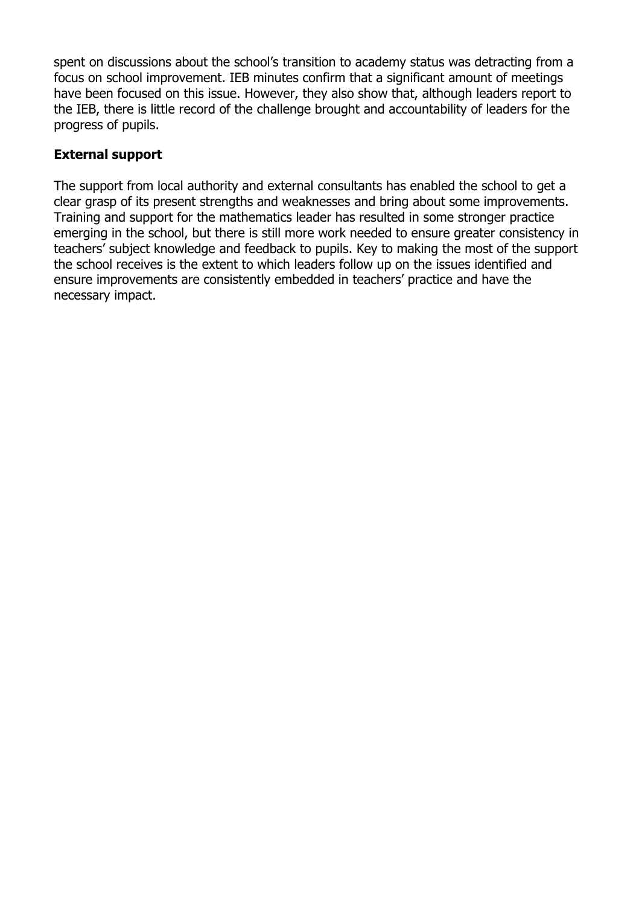spent on discussions about the school's transition to academy status was detracting from a focus on school improvement. IEB minutes confirm that a significant amount of meetings have been focused on this issue. However, they also show that, although leaders report to the IEB, there is little record of the challenge brought and accountability of leaders for the progress of pupils.

### External support

The support from local authority and external consultants has enabled the school to get a clear grasp of its present strengths and weaknesses and bring about some improvements. Training and support for the mathematics leader has resulted in some stronger practice emerging in the school, but there is still more work needed to ensure greater consistency in teachers' subject knowledge and feedback to pupils. Key to making the most of the support the school receives is the extent to which leaders follow up on the issues identified and ensure improvements are consistently embedded in teachers' practice and have the necessary impact.